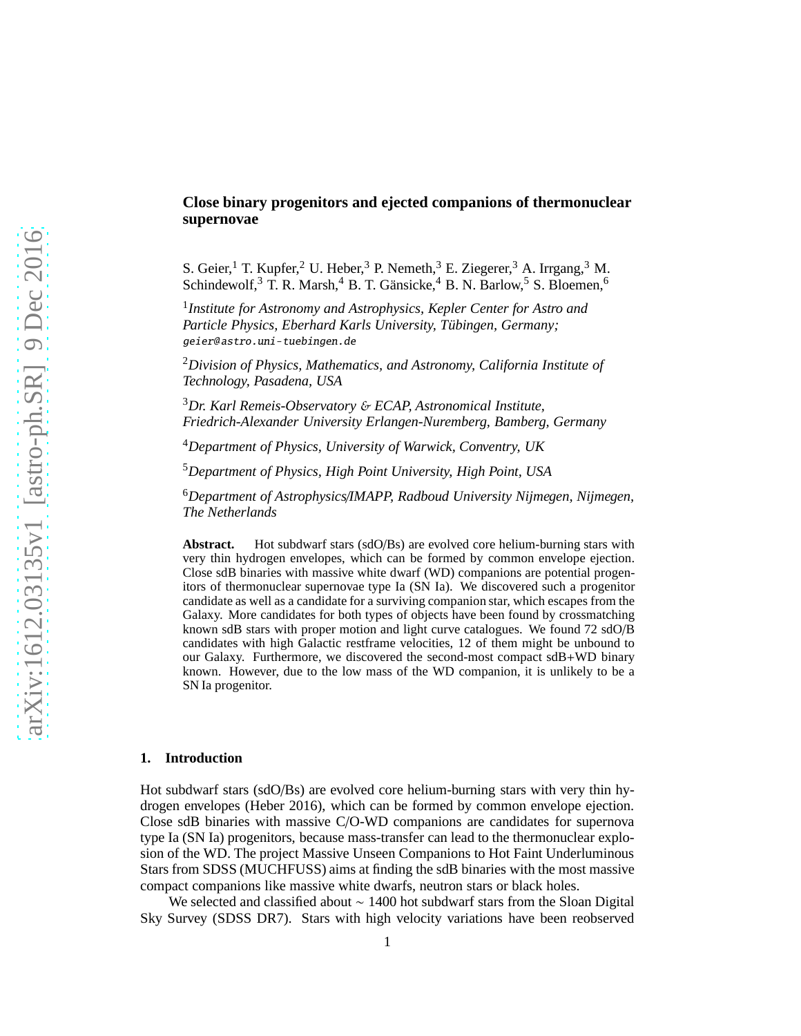# Close binary progenitors and ejected companions of thermonuclear supernovae

S. Geier,[1] T. Kupfer,[2] U. Heber,[3] P. Nemeth,[3] E. Ziegerer,[3] A. Irrgang,[3] M. Schindewolf,[3] T. R. Marsh,[4] B. T. Gänsicke,[4] B. N. Barlow,[5] S. Bloemen,[6]

[1]*Institute for Astronomy and Astrophysics, Kepler Center for Astro and Particle Physics, Eberhard Karls University, Tübingen, Germany;* geier@astro.uni-tuebingen.de

[2]*Division of Physics, Mathematics, and Astronomy, California Institute of Technology, Pasadena, USA*

[3]*Dr. Karl Remeis-Observatory & ECAP, Astronomical Institute, Friedrich-Alexander University Erlangen-Nuremberg, Bamberg, Germany*

[4]*Department of Physics, University of Warwick, Conventry, UK*

[5]*Department of Physics, High Point University, High Point, USA*

[6]*Department of Astrophysics/IMAPP, Radboud University Nijmegen, Nijmegen, The Netherlands*

**Abstract.** Hot subdwarf stars (sdO/Bs) are evolved core helium-burning stars with very thin hydrogen envelopes, which can be formed by common envelope ejection. Close sdB binaries with massive white dwarf (WD) companions are potential progenitors of thermonuclear supernovae type Ia (SN Ia). We discovered such a progenitor candidate as well as a candidate for a surviving companion star, which escapes from the Galaxy. More candidates for both types of objects have been found by crossmatching known sdB stars with proper motion and light curve catalogues. We found 72 sdO/B candidates with high Galactic restframe velocities, 12 of them might be unbound to our Galaxy. Furthermore, we discovered the second-most compact sdB+WD binary known. However, due to the low mass of the WD companion, it is unlikely to be a SN Ia progenitor.

## 1. Introduction

Hot subdwarf stars (sdO/Bs) are evolved core helium-burning stars with very thin hydrogen envelopes (Heber 2016), which can be formed by common envelope ejection. Close sdB binaries with massive C/O-WD companions are candidates for supernova type Ia (SN Ia) progenitors, because mass-transfer can lead to the thermonuclear explosion of the WD. The project Massive Unseen Companions to Hot Faint Underluminous Stars from SDSS (MUCHFUSS) aims at finding the sdB binaries with the most massive compact companions like massive white dwarfs, neutron stars or black holes.

We selected and classified about ∼ 1400 hot subdwarf stars from the Sloan Digital Sky Survey (SDSS DR7). Stars with high velocity variations have been reobserved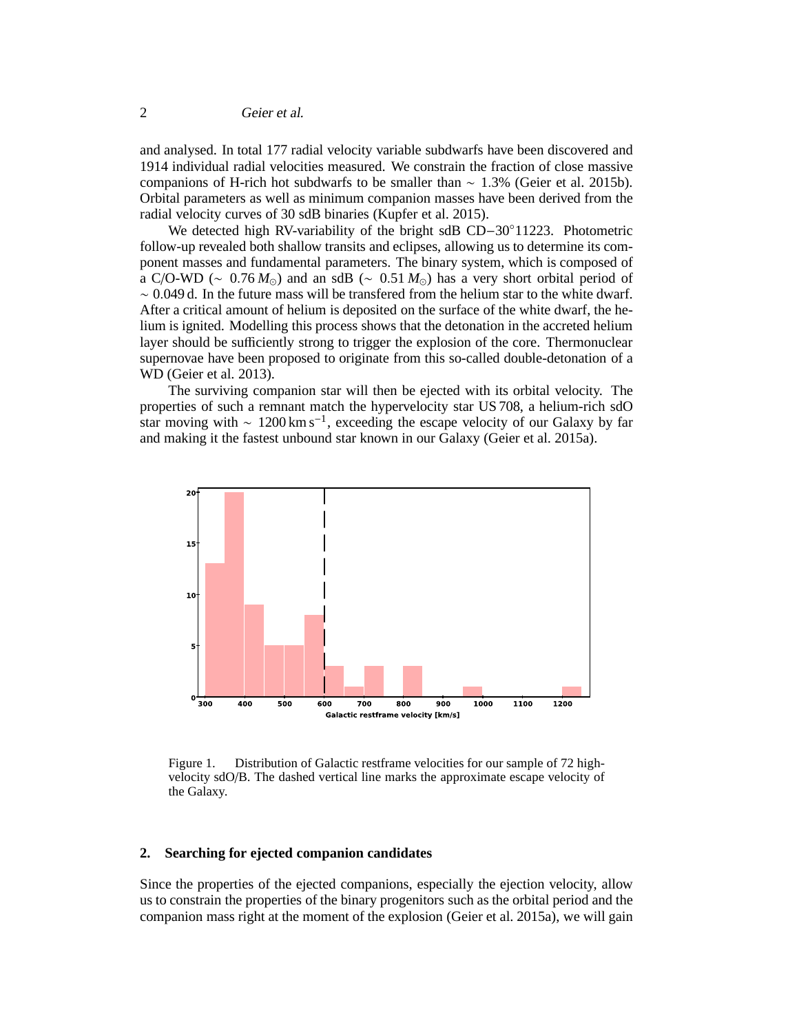and analysed. In total 177 radial velocity variable subdwarfs have been discovered and 1914 individual radial velocities measured. We constrain the fraction of close massive companions of H-rich hot subdwarfs to be smaller than $\sim$ 1.3% (Geier et al. 2015b). Orbital parameters as well as minimum companion masses have been derived from the radial velocity curves of 30 sdB binaries (Kupfer et al. 2015).

We detected high RV-variability of the bright sdB CD$-30^{\circ}$11223. Photometric follow-up revealed both shallow transits and eclipses, allowing us to determine its component masses and fundamental parameters. The binary system, which is composed of a C/O-WD ($\sim$ 0.76 $M_{\odot}$) and an sdB ($\sim$ 0.51 $M_{\odot}$) has a very short orbital period of $\sim$ 0.049 d. In the future mass will be transfered from the helium star to the white dwarf. After a critical amount of helium is deposited on the surface of the white dwarf, the helium is ignited. Modelling this process shows that the detonation in the accreted helium layer should be sufficiently strong to trigger the explosion of the core. Thermonuclear supernovae have been proposed to originate from this so-called double-detonation of a WD (Geier et al. 2013).

The surviving companion star will then be ejected with its orbital velocity. The properties of such a remnant match the hypervelocity star US 708, a helium-rich sdO star moving with $\sim$ 1200 km s$^{-1}$, exceeding the escape velocity of our Galaxy by far and making it the fastest unbound star known in our Galaxy (Geier et al. 2015a).

Figure 1. Distribution of Galactic restframe velocities for our sample of 72 high-velocity sdO/B. The dashed vertical line marks the approximate escape velocity of the Galaxy.

## 2. Searching for ejected companion candidates

Since the properties of the ejected companions, especially the ejection velocity, allow us to constrain the properties of the binary progenitors such as the orbital period and the companion mass right at the moment of the explosion (Geier et al. 2015a), we will gain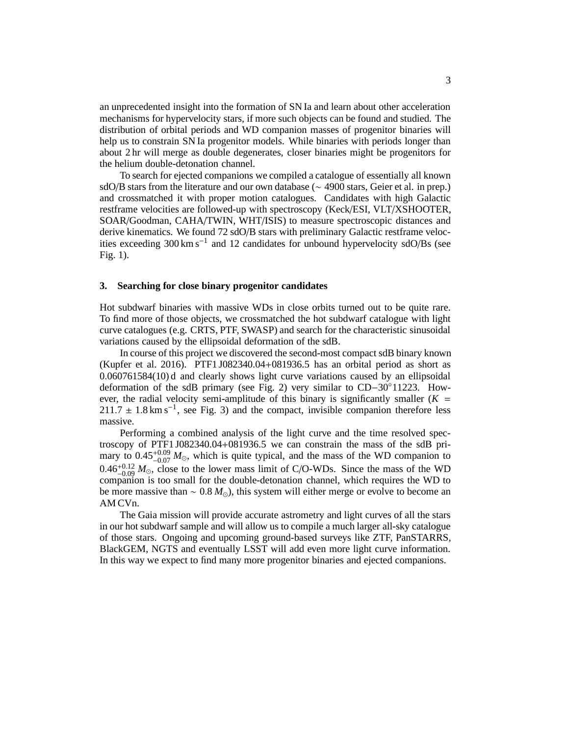an unprecedented insight into the formation of SN Ia and learn about other acceleration mechanisms for hypervelocity stars, if more such objects can be found and studied. The distribution of orbital periods and WD companion masses of progenitor binaries will help us to constrain SN Ia progenitor models. While binaries with periods longer than about 2 hr will merge as double degenerates, closer binaries might be progenitors for the helium double-detonation channel.

To search for ejected companions we compiled a catalogue of essentially all known sdO/B stars from the literature and our own database ($\sim$ 4900 stars, Geier et al. in prep.) and crossmatched it with proper motion catalogues. Candidates with high Galactic restframe velocities are followed-up with spectroscopy (Keck/ESI, VLT/XSHOOTER, SOAR/Goodman, CAHA/TWIN, WHT/ISIS) to measure spectroscopic distances and derive kinematics. We found 72 sdO/B stars with preliminary Galactic restframe velocities exceeding $300\,\mathrm{km\,s^{-1}}$ and 12 candidates for unbound hypervelocity sdO/Bs (see Fig. 1).

## 3. Searching for close binary progenitor candidates

Hot subdwarf binaries with massive WDs in close orbits turned out to be quite rare. To find more of those objects, we crossmatched the hot subdwarf catalogue with light curve catalogues (e.g. CRTS, PTF, SWASP) and search for the characteristic sinusoidal variations caused by the ellipsoidal deformation of the sdB.

In course of this project we discovered the second-most compact sdB binary known (Kupfer et al. 2016). PTF1 J082340.04+081936.5 has an orbital period as short as 0.060761584(10) d and clearly shows light curve variations caused by an ellipsoidal deformation of the sdB primary (see Fig. 2) very similar to CD$-30^{\circ}$11223. However, the radial velocity semi-amplitude of this binary is significantly smaller ($K = 211.7 \pm 1.8\,\mathrm{km\,s^{-1}}$, see Fig. 3) and the compact, invisible companion therefore less massive.

Performing a combined analysis of the light curve and the time resolved spectroscopy of PTF1 J082340.04+081936.5 we can constrain the mass of the sdB primary to $0.45^{+0.09}_{-0.07}\,M_{\odot}$, which is quite typical, and the mass of the WD companion to $0.46^{+0.12}_{-0.09}\,M_{\odot}$, close to the lower mass limit of C/O-WDs. Since the mass of the WD companion is too small for the double-detonation channel, which requires the WD to be more massive than $\sim 0.8\,M_{\odot}$), this system will either merge or evolve to become an AM CVn.

The Gaia mission will provide accurate astrometry and light curves of all the stars in our hot subdwarf sample and will allow us to compile a much larger all-sky catalogue of those stars. Ongoing and upcoming ground-based surveys like ZTF, PanSTARRS, BlackGEM, NGTS and eventually LSST will add even more light curve information. In this way we expect to find many more progenitor binaries and ejected companions.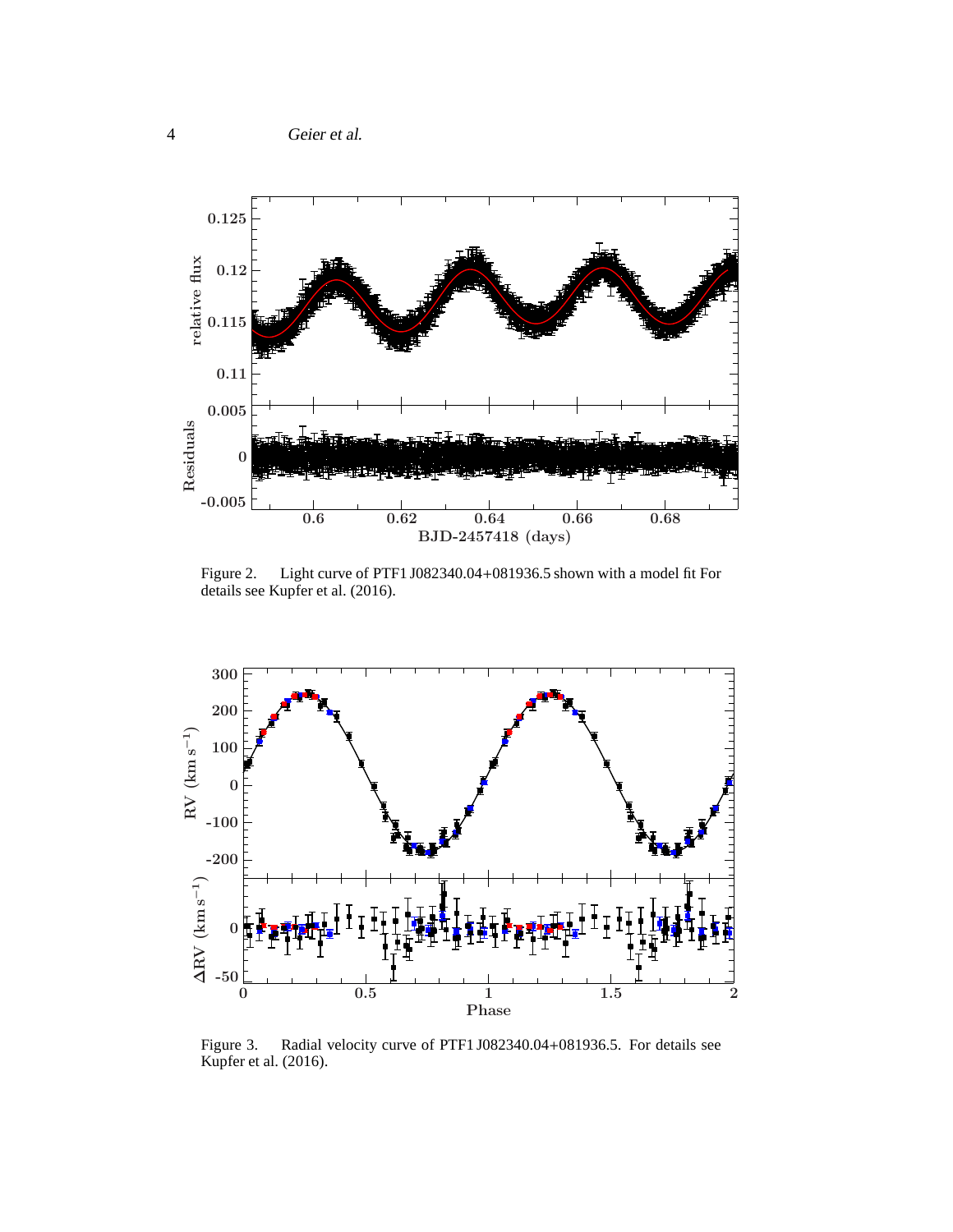Figure 2. Light curve of PTF1 J082340.04+081936.5 shown with a model fit For details see Kupfer et al. (2016).

Figure 3. Radial velocity curve of PTF1 J082340.04+081936.5. For details see Kupfer et al. (2016).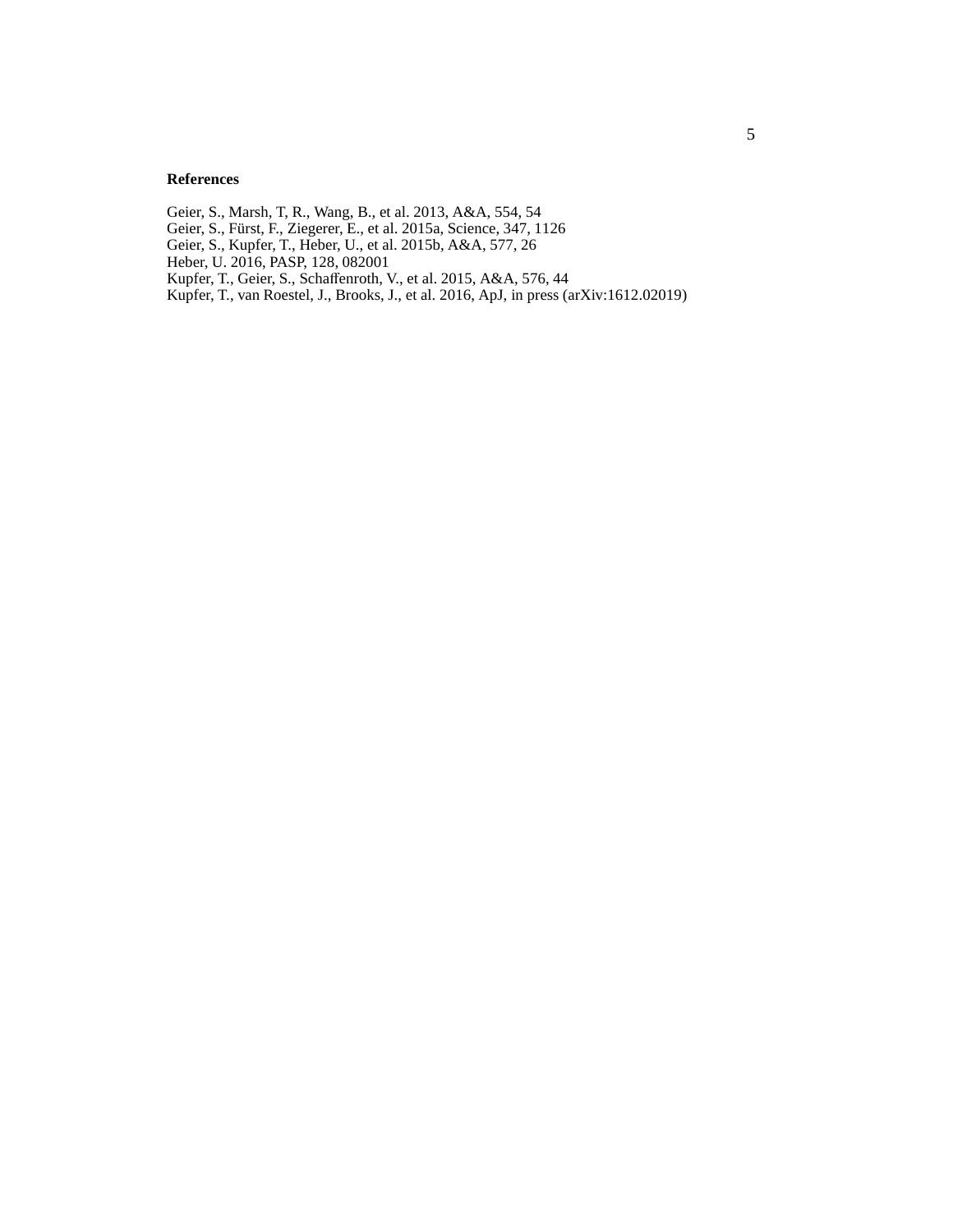**References**

Geier, S., Marsh, T, R., Wang, B., et al. 2013, A&A, 554, 54
Geier, S., Fürst, F., Ziegerer, E., et al. 2015a, Science, 347, 1126
Geier, S., Kupfer, T., Heber, U., et al. 2015b, A&A, 577, 26
Heber, U. 2016, PASP, 128, 082001
Kupfer, T., Geier, S., Schaffenroth, V., et al. 2015, A&A, 576, 44
Kupfer, T., van Roestel, J., Brooks, J., et al. 2016, ApJ, in press (arXiv:1612.02019)